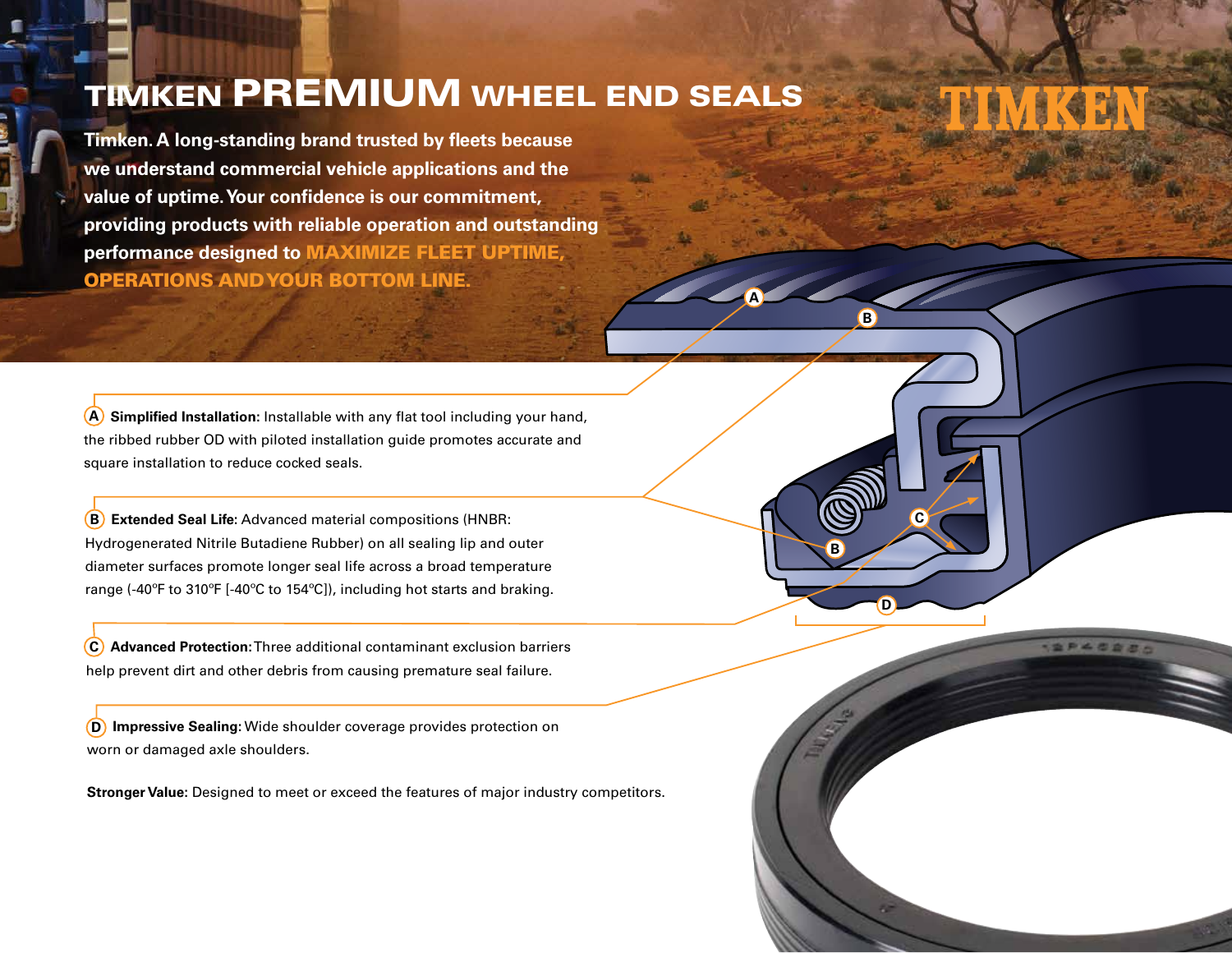# TIMKEN PREMIUM WHEEL END SEALS

TIMKEN

**Timken. A long-standing brand trusted by fleets because we understand commercial vehicle applications and the value of uptime. Your confidence is our commitment, providing products with reliable operation and outstanding performance designed to MAXIMIZE FLEET UPTIME, OPERATIONS AND YOUR BOTTOM LINE.**

**(A) Simplified Installation:** Installable with any flat tool including your hand, the ribbed rubber OD with piloted installation guide promotes accurate and square installation to reduce cocked seals.

**(B) Extended Seal Life:** Advanced material compositions (HNBR: Hydrogenerated Nitrile Butadiene Rubber) on all sealing lip and outer diameter surfaces promote longer seal life across a broad temperature range (-40°F to 310°F [-40°C to 154°C]), including hot starts and braking.

**(C) Advanced Protection:** Three additional contaminant exclusion barriers help prevent dirt and other debris from causing premature seal failure.

**(D) Impressive Sealing:** Wide shoulder coverage provides protection on worn or damaged axle shoulders.

**Stronger Value:** Designed to meet or exceed the features of major industry competitors.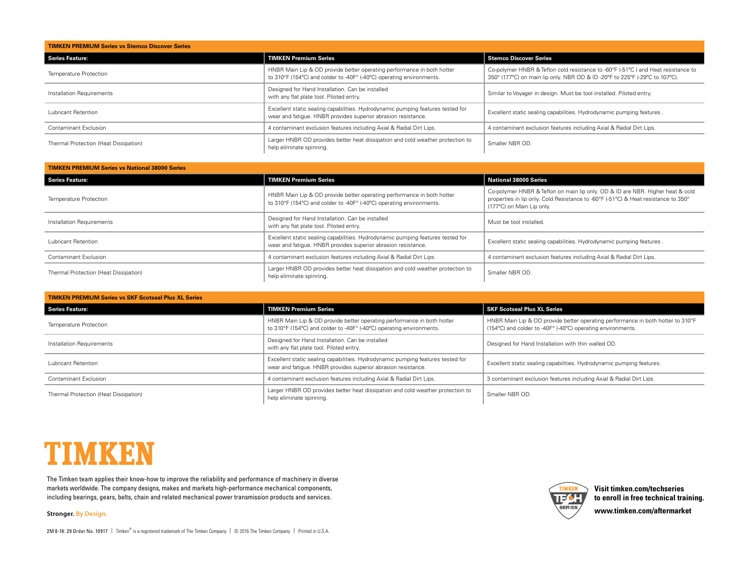| TIMKEN PREMIUM Series vs Stemco Discover Series | | |
|---|---|---|
| **Series Feature:** | **TIMKEN Premium Series** | **Stemco Discover Series** |
| Temperature Protection | HNBR Main Lip & OD provide better operating performance in both hotter to 310°F (154°C) and colder to -40F° (-40°C) operating environments. | Co-polymer HNBR & Teflon cold resistance to -60°F (-51°C ) and Heat resistance to 350° (177°C) on main lip only. NBR OD & ID -20°F to 225°F (-29°C to 107°C). |
| Installation Requirements | Designed for Hand Installation. Can be installed with any flat plate tool. Piloted entry. | Similar to Voyager in design. Must be tool installed. Piloted entry. |
| Lubricant Retention | Excellent static sealing capabilities. Hydrodynamic pumping features tested for wear and fatigue. HNBR provides superior abrasion resistance. | Excellent static sealing capabilities. Hydrodynamic pumping features . |
| Contaminant Exclusion | 4 contaminant exclusion features including Axial & Radial Dirt Lips. | 4 contaminant exclusion features including Axial & Radial Dirt Lips. |
| Thermal Protection (Heat Dissipation) | Larger HNBR OD provides better heat dissipation and cold weather protection to help eliminate spinning. | Smaller NBR OD. |

| TIMKEN PREMIUM Series vs National 38000 Series | | |
|---|---|---|
| **Series Feature:** | **TIMKEN Premium Series** | **National 38000 Series** |
| Temperature Protection | HNBR Main Lip & OD provide better operating performance in both hotter to 310°F (154°C) and colder to -40F° (-40°C) operating environments. | Co-polymer HNBR & Teflon on main lip only. OD & ID are NBR. Higher heat & cold properties in lip only. Cold Resistance to -60°F (-51°C) & Heat resistance to 350° (177°C) on Main Lip only. |
| Installation Requirements | Designed for Hand Installation. Can be installed with any flat plate tool. Piloted entry. | Must be tool installed. |
| Lubricant Retention | Excellent static sealing capabilities. Hydrodynamic pumping features tested for wear and fatigue. HNBR provides superior abrasion resistance. | Excellent static sealing capabilities. Hydrodynamic pumping features . |
| Contaminant Exclusion | 4 contaminant exclusion features including Axial & Radial Dirt Lips. | 4 contaminant exclusion features including Axial & Radial Dirt Lips. |
| Thermal Protection (Heat Dissipation) | Larger HNBR OD provides better heat dissipation and cold weather protection to help eliminate spinning. | Smaller NBR OD. |

| TIMKEN PREMIUM Series vs SKF Scotseal Plus XL Series | | |
|---|---|---|
| **Series Feature:** | **TIMKEN Premium Series** | **SKF Scotseal Plus XL Series** |
| Temperature Protection | HNBR Main Lip & OD provide better operating performance in both hotter to 310°F (154°C) and colder to -40F° (-40°C) operating environments. | HNBR Main Lip & OD provide better operating performance in both hotter to 310°F (154°C) and colder to -40F° (-40°C) operating environments. |
| Installation Requirements | Designed for Hand Installation. Can be installed with any flat plate tool. Piloted entry. | Designed for Hand Installation with thin walled OD. |
| Lubricant Retention | Excellent static sealing capabilities. Hydrodynamic pumping features tested for wear and fatigue. HNBR provides superior abrasion resistance. | Excellent static sealing capabilities. Hydrodynamic pumping features. |
| Contaminant Exclusion | 4 contaminant exclusion features including Axial & Radial Dirt Lips. | 3 contaminant exclusion features including Axial & Radial Dirt Lips. |
| Thermal Protection (Heat Dissipation) | Larger HNBR OD provides better heat dissipation and cold weather protection to help eliminate spinning. | Smaller NBR OD. |

# TIMKEN

The Timken team applies their know-how to improve the reliability and performance of machinery in diverse markets worldwide. The company designs, makes and markets high-performance mechanical components, including bearings, gears, belts, chain and related mechanical power transmission products and services.

**Stronger. By Design.**

TIMKEN TECH SERIES

**Visit timken.com/techseries to enroll in free technical training.**

**www.timken.com/aftermarket**

2M 8-16: 29 Order No. 10917 | Timken® is a registered trademark of The Timken Company. | © 2016 The Timken Company | Printed in U.S.A.